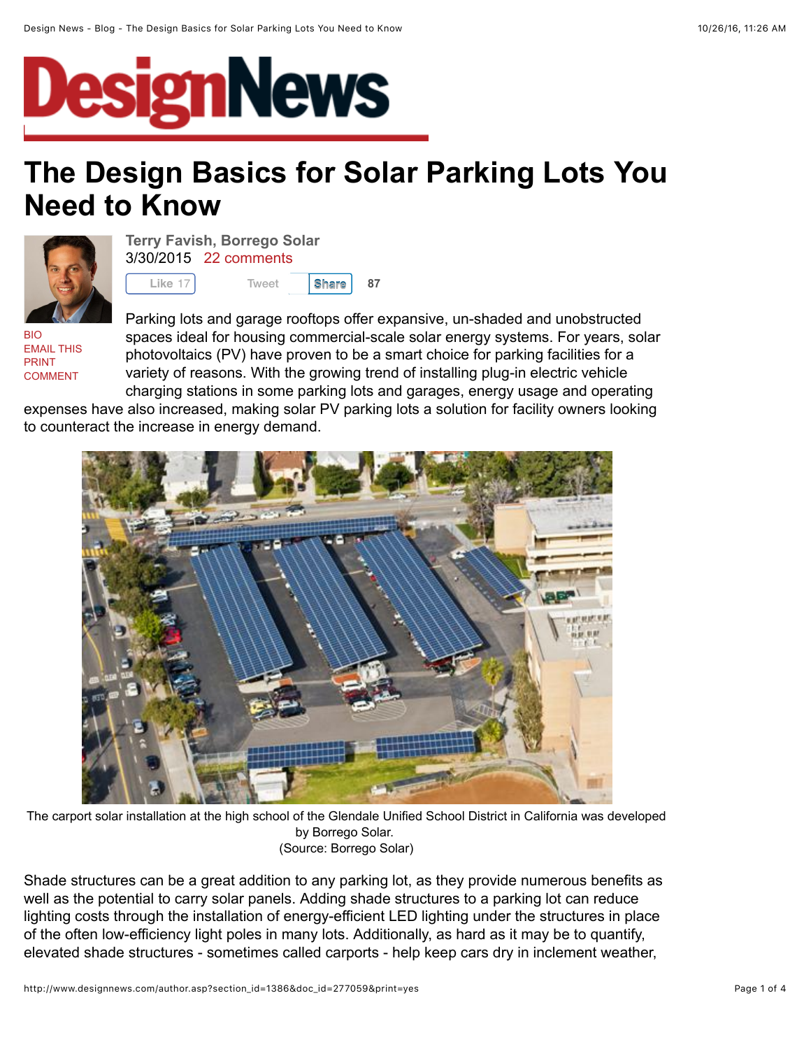# The Design Basics for Solar Parking Lots You Need to Know

**Terry Favish, Borrego Solar**
3/30/2015 22 comments

Like 17 Tweet Share 87

BIO
EMAIL THIS
PRINT
COMMENT

Parking lots and garage rooftops offer expansive, un-shaded and unobstructed spaces ideal for housing commercial-scale solar energy systems. For years, solar photovoltaics (PV) have proven to be a smart choice for parking facilities for a variety of reasons. With the growing trend of installing plug-in electric vehicle charging stations in some parking lots and garages, energy usage and operating expenses have also increased, making solar PV parking lots a solution for facility owners looking to counteract the increase in energy demand.

The carport solar installation at the high school of the Glendale Unified School District in California was developed by Borrego Solar.
(Source: Borrego Solar)

Shade structures can be a great addition to any parking lot, as they provide numerous benefits as well as the potential to carry solar panels. Adding shade structures to a parking lot can reduce lighting costs through the installation of energy-efficient LED lighting under the structures in place of the often low-efficiency light poles in many lots. Additionally, as hard as it may be to quantify, elevated shade structures - sometimes called carports - help keep cars dry in inclement weather,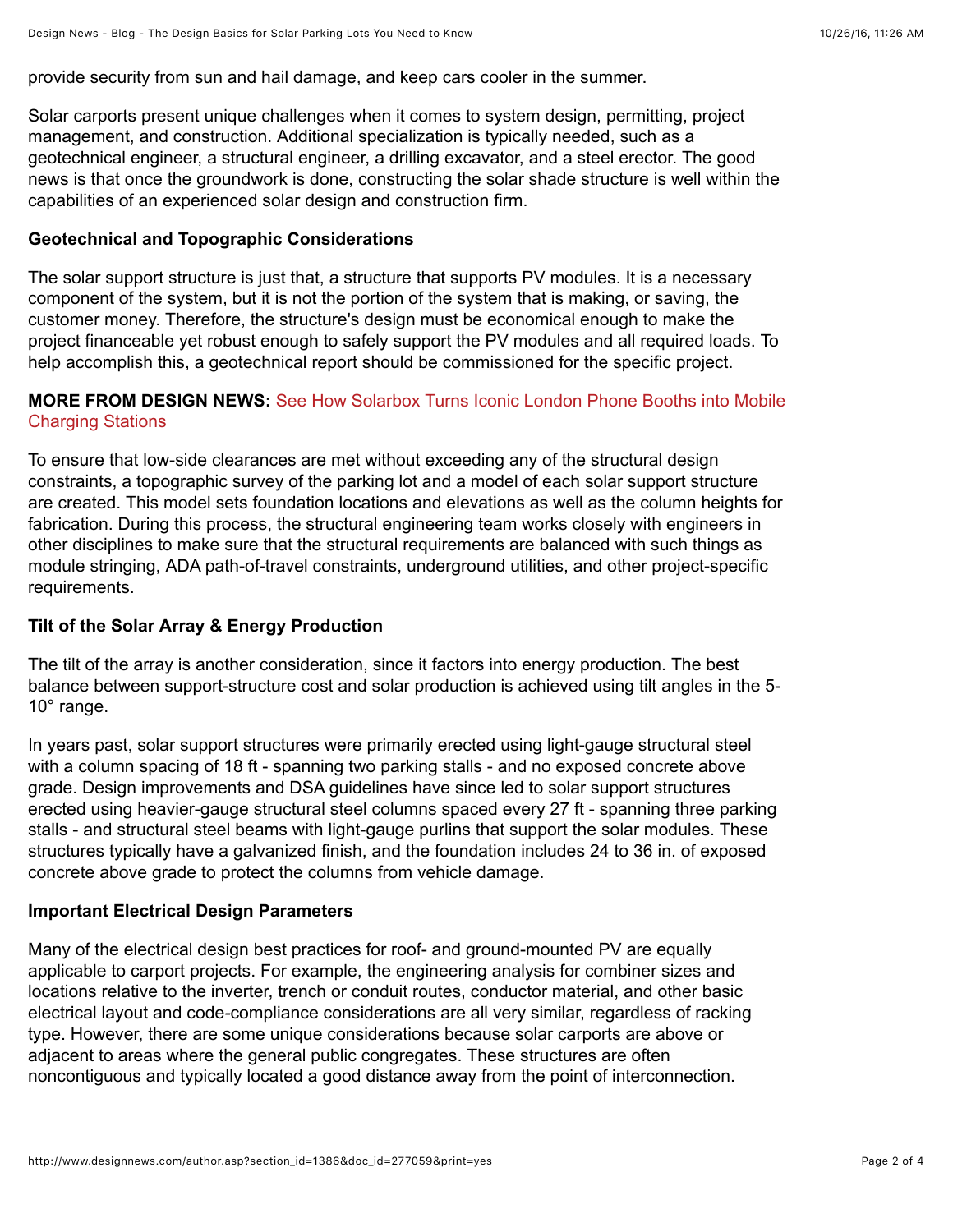provide security from sun and hail damage, and keep cars cooler in the summer.

Solar carports present unique challenges when it comes to system design, permitting, project management, and construction. Additional specialization is typically needed, such as a geotechnical engineer, a structural engineer, a drilling excavator, and a steel erector. The good news is that once the groundwork is done, constructing the solar shade structure is well within the capabilities of an experienced solar design and construction firm.

**Geotechnical and Topographic Considerations**

The solar support structure is just that, a structure that supports PV modules. It is a necessary component of the system, but it is not the portion of the system that is making, or saving, the customer money. Therefore, the structure's design must be economical enough to make the project financeable yet robust enough to safely support the PV modules and all required loads. To help accomplish this, a geotechnical report should be commissioned for the specific project.

**MORE FROM DESIGN NEWS:** See How Solarbox Turns Iconic London Phone Booths into Mobile Charging Stations

To ensure that low-side clearances are met without exceeding any of the structural design constraints, a topographic survey of the parking lot and a model of each solar support structure are created. This model sets foundation locations and elevations as well as the column heights for fabrication. During this process, the structural engineering team works closely with engineers in other disciplines to make sure that the structural requirements are balanced with such things as module stringing, ADA path-of-travel constraints, underground utilities, and other project-specific requirements.

**Tilt of the Solar Array & Energy Production**

The tilt of the array is another consideration, since it factors into energy production. The best balance between support-structure cost and solar production is achieved using tilt angles in the 5-10° range.

In years past, solar support structures were primarily erected using light-gauge structural steel with a column spacing of 18 ft - spanning two parking stalls - and no exposed concrete above grade. Design improvements and DSA guidelines have since led to solar support structures erected using heavier-gauge structural steel columns spaced every 27 ft - spanning three parking stalls - and structural steel beams with light-gauge purlins that support the solar modules. These structures typically have a galvanized finish, and the foundation includes 24 to 36 in. of exposed concrete above grade to protect the columns from vehicle damage.

**Important Electrical Design Parameters**

Many of the electrical design best practices for roof- and ground-mounted PV are equally applicable to carport projects. For example, the engineering analysis for combiner sizes and locations relative to the inverter, trench or conduit routes, conductor material, and other basic electrical layout and code-compliance considerations are all very similar, regardless of racking type. However, there are some unique considerations because solar carports are above or adjacent to areas where the general public congregates. These structures are often noncontiguous and typically located a good distance away from the point of interconnection.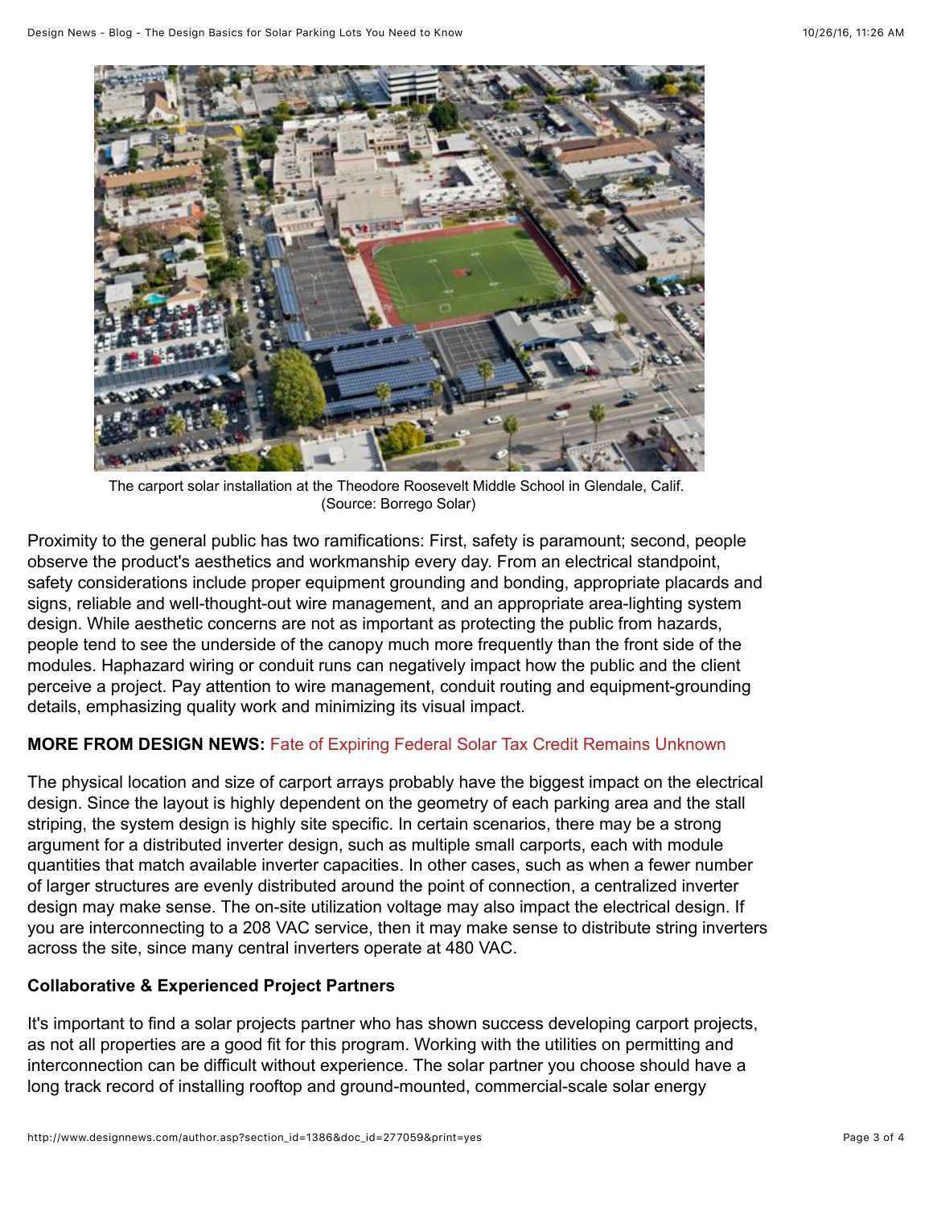The carport solar installation at the Theodore Roosevelt Middle School in Glendale, Calif. (Source: Borrego Solar)

Proximity to the general public has two ramifications: First, safety is paramount; second, people observe the product's aesthetics and workmanship every day. From an electrical standpoint, safety considerations include proper equipment grounding and bonding, appropriate placards and signs, reliable and well-thought-out wire management, and an appropriate area-lighting system design. While aesthetic concerns are not as important as protecting the public from hazards, people tend to see the underside of the canopy much more frequently than the front side of the modules. Haphazard wiring or conduit runs can negatively impact how the public and the client perceive a project. Pay attention to wire management, conduit routing and equipment-grounding details, emphasizing quality work and minimizing its visual impact.

**MORE FROM DESIGN NEWS:** Fate of Expiring Federal Solar Tax Credit Remains Unknown

The physical location and size of carport arrays probably have the biggest impact on the electrical design. Since the layout is highly dependent on the geometry of each parking area and the stall striping, the system design is highly site specific. In certain scenarios, there may be a strong argument for a distributed inverter design, such as multiple small carports, each with module quantities that match available inverter capacities. In other cases, such as when a fewer number of larger structures are evenly distributed around the point of connection, a centralized inverter design may make sense. The on-site utilization voltage may also impact the electrical design. If you are interconnecting to a 208 VAC service, then it may make sense to distribute string inverters across the site, since many central inverters operate at 480 VAC.

**Collaborative & Experienced Project Partners**

It's important to find a solar projects partner who has shown success developing carport projects, as not all properties are a good fit for this program. Working with the utilities on permitting and interconnection can be difficult without experience. The solar partner you choose should have a long track record of installing rooftop and ground-mounted, commercial-scale solar energy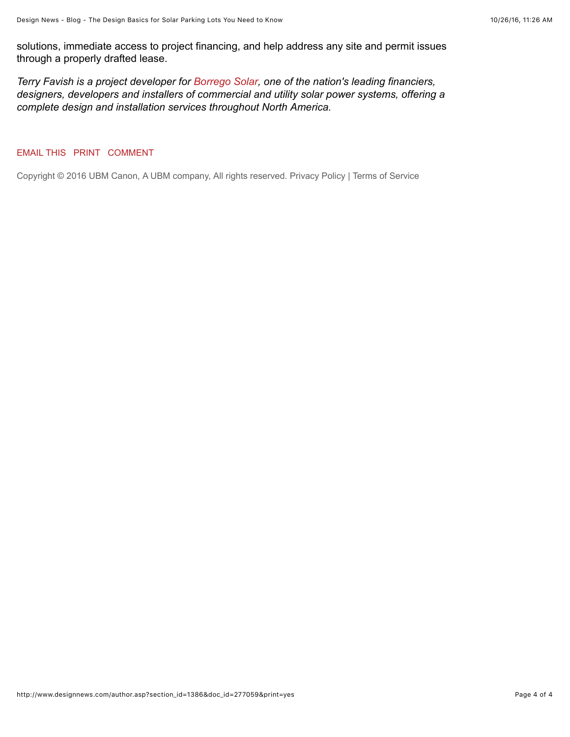solutions, immediate access to project financing, and help address any site and permit issues through a properly drafted lease.

*Terry Favish is a project developer for Borrego Solar, one of the nation's leading financiers, designers, developers and installers of commercial and utility solar power systems, offering a complete design and installation services throughout North America.*

EMAIL THIS PRINT COMMENT

Copyright © 2016 UBM Canon, A UBM company, All rights reserved. Privacy Policy | Terms of Service